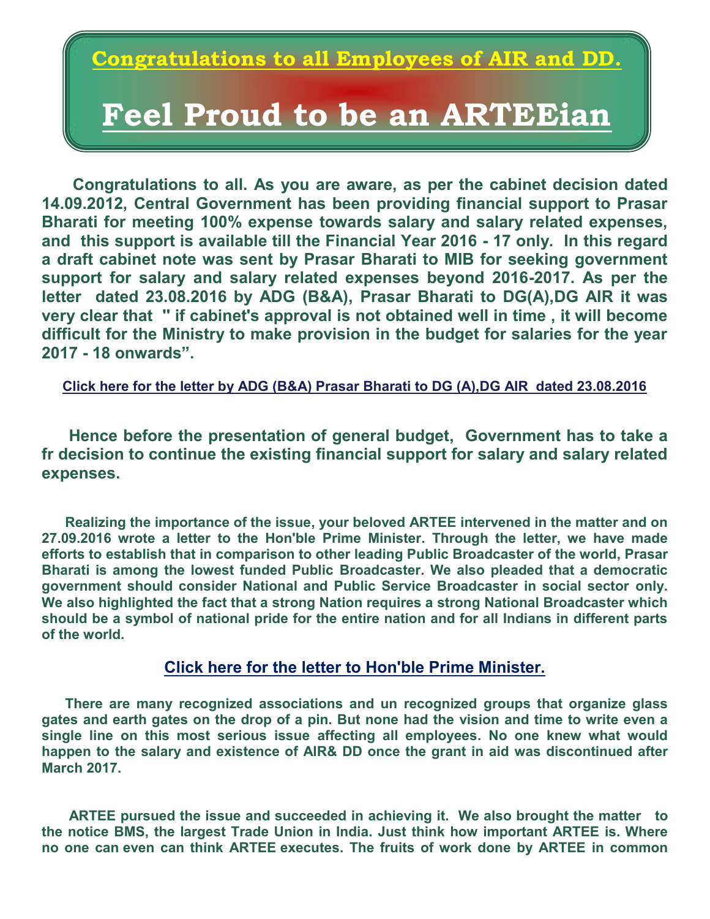# Congratulations to all Employees of AIR and DD.

# Feel Proud to be an ARTEEian

**Congratulations to all. As you are aware, as per the cabinet decision dated 14.09.2012, Central Government has been providing financial support to Prasar Bharati for meeting 100% expense towards salary and salary related expenses, and this support is available till the Financial Year 2016 - 17 only. In this regard a draft cabinet note was sent by Prasar Bharati to MIB for seeking government support for salary and salary related expenses beyond 2016-2017. As per the letter dated 23.08.2016 by ADG (B&A), Prasar Bharati to DG(A),DG AIR it was very clear that " if cabinet's approval is not obtained well in time , it will become difficult for the Ministry to make provision in the budget for salaries for the year 2017 - 18 onwards".**

**Click here for the letter by ADG (B&A) Prasar Bharati to DG (A),DG AIR dated 23.08.2016**

**Hence before the presentation of general budget, Government has to take a fr decision to continue the existing financial support for salary and salary related expenses.**

**Realizing the importance of the issue, your beloved ARTEE intervened in the matter and on 27.09.2016 wrote a letter to the Hon'ble Prime Minister. Through the letter, we have made efforts to establish that in comparison to other leading Public Broadcaster of the world, Prasar Bharati is among the lowest funded Public Broadcaster. We also pleaded that a democratic government should consider National and Public Service Broadcaster in social sector only. We also highlighted the fact that a strong Nation requires a strong National Broadcaster which should be a symbol of national pride for the entire nation and for all Indians in different parts of the world.**

**Click here for the letter to Hon'ble Prime Minister.**

**There are many recognized associations and un recognized groups that organize glass gates and earth gates on the drop of a pin. But none had the vision and time to write even a single line on this most serious issue affecting all employees. No one knew what would happen to the salary and existence of AIR& DD once the grant in aid was discontinued after March 2017.**

**ARTEE pursued the issue and succeeded in achieving it. We also brought the matter to the notice BMS, the largest Trade Union in India. Just think how important ARTEE is. Where no one can even can think ARTEE executes. The fruits of work done by ARTEE in common**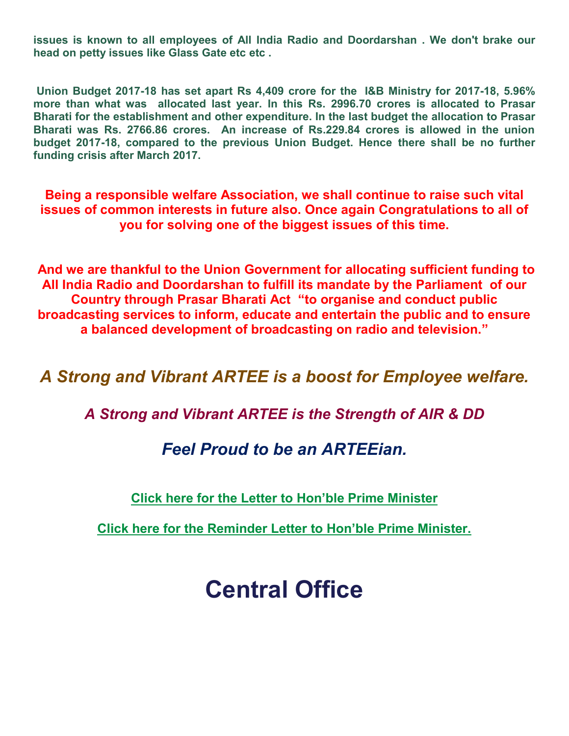**issues is known to all employees of All India Radio and Doordarshan . We don't brake our head on petty issues like Glass Gate etc etc .**

**Union Budget 2017-18 has set apart Rs 4,409 crore for the I&B Ministry for 2017-18, 5.96% more than what was allocated last year. In this Rs. 2996.70 crores is allocated to Prasar Bharati for the establishment and other expenditure. In the last budget the allocation to Prasar Bharati was Rs. 2766.86 crores. An increase of Rs.229.84 crores is allowed in the union budget 2017-18, compared to the previous Union Budget. Hence there shall be no further funding crisis after March 2017.**

**Being a responsible welfare Association, we shall continue to raise such vital issues of common interests in future also. Once again Congratulations to all of you for solving one of the biggest issues of this time.**

**And we are thankful to the Union Government for allocating sufficient funding to All India Radio and Doordarshan to fulfill its mandate by the Parliament of our Country through Prasar Bharati Act "to organise and conduct public broadcasting services to inform, educate and entertain the public and to ensure a balanced development of broadcasting on radio and television."**

***A Strong and Vibrant ARTEE is a boost for Employee welfare.***

***A Strong and Vibrant ARTEE is the Strength of AIR & DD***

***Feel Proud to be an ARTEEian.***

**Click here for the Letter to Hon'ble Prime Minister**

**Click here for the Reminder Letter to Hon'ble Prime Minister.**

# Central Office